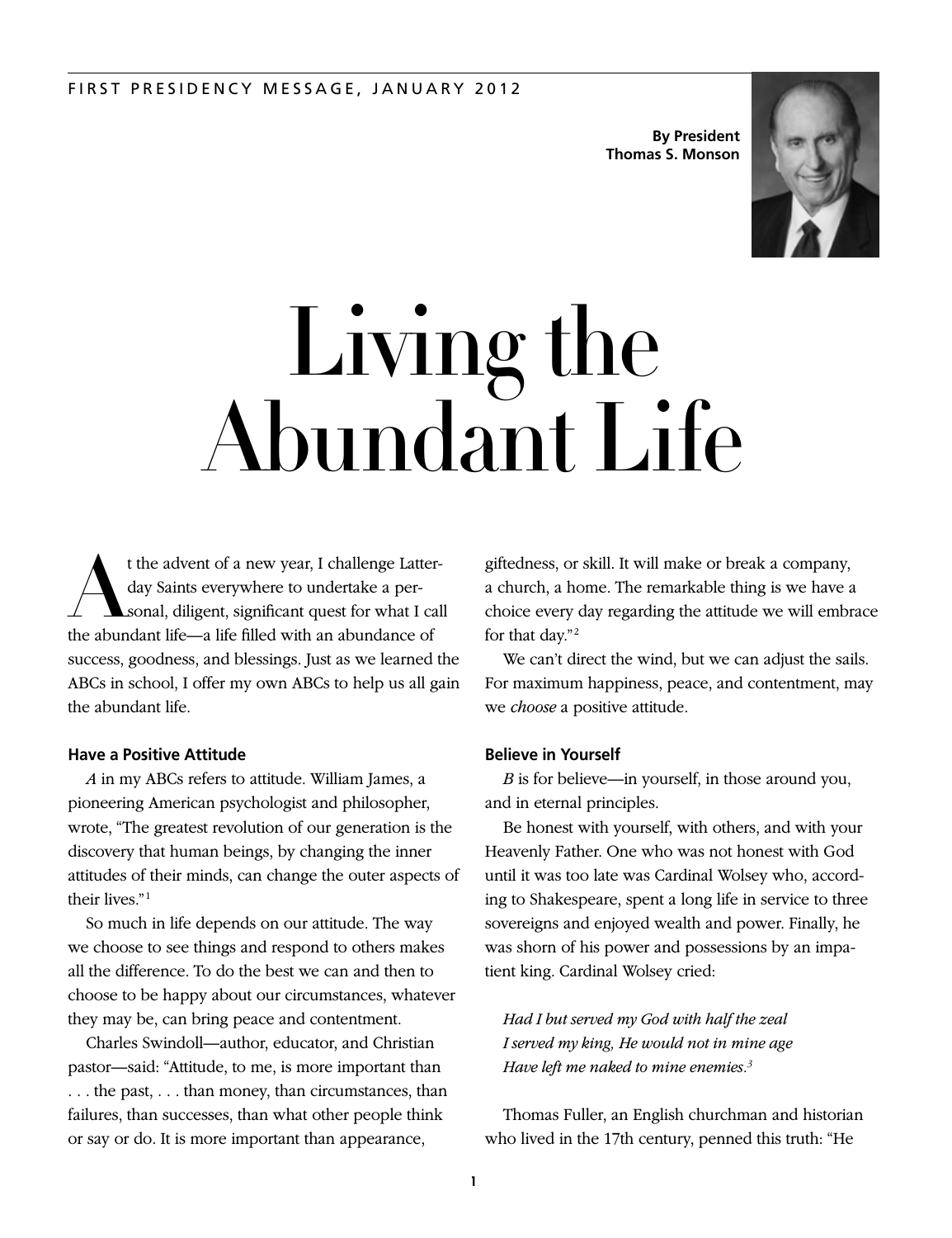FIRST PRESIDENCY MESSAGE, JANUARY 2012

**By President Thomas S. Monson**

# Living the Abundant Life

At the advent of a new year, I challenge Latter-day Saints everywhere to undertake a personal, diligent, significant quest for what I call the abundant life—a life filled with an abundance of success, goodness, and blessings. Just as we learned the ABCs in school, I offer my own ABCs to help us all gain the abundant life.

### Have a Positive Attitude

*A* in my ABCs refers to attitude. William James, a pioneering American psychologist and philosopher, wrote, "The greatest revolution of our generation is the discovery that human beings, by changing the inner attitudes of their minds, can change the outer aspects of their lives."[1]

So much in life depends on our attitude. The way we choose to see things and respond to others makes all the difference. To do the best we can and then to choose to be happy about our circumstances, whatever they may be, can bring peace and contentment.

Charles Swindoll—author, educator, and Christian pastor—said: "Attitude, to me, is more important than . . . the past, . . . than money, than circumstances, than failures, than successes, than what other people think or say or do. It is more important than appearance, giftedness, or skill. It will make or break a company, a church, a home. The remarkable thing is we have a choice every day regarding the attitude we will embrace for that day."[2]

We can't direct the wind, but we can adjust the sails. For maximum happiness, peace, and contentment, may we *choose* a positive attitude.

### Believe in Yourself

*B* is for believe—in yourself, in those around you, and in eternal principles.

Be honest with yourself, with others, and with your Heavenly Father. One who was not honest with God until it was too late was Cardinal Wolsey who, according to Shakespeare, spent a long life in service to three sovereigns and enjoyed wealth and power. Finally, he was shorn of his power and possessions by an impatient king. Cardinal Wolsey cried:

*Had I but served my God with half the zeal*
*I served my king, He would not in mine age*
*Have left me naked to mine enemies.*[3]

Thomas Fuller, an English churchman and historian who lived in the 17th century, penned this truth: "He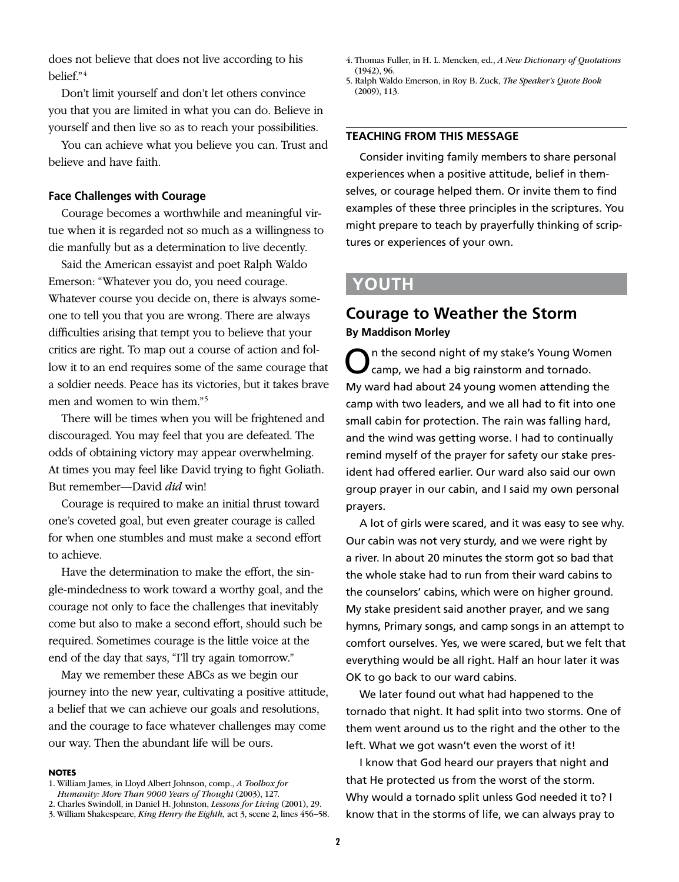does not believe that does not live according to his belief."[4]

Don't limit yourself and don't let others convince you that you are limited in what you can do. Believe in yourself and then live so as to reach your possibilities.

You can achieve what you believe you can. Trust and believe and have faith.

#### Face Challenges with Courage

Courage becomes a worthwhile and meaningful virtue when it is regarded not so much as a willingness to die manfully but as a determination to live decently.

Said the American essayist and poet Ralph Waldo Emerson: "Whatever you do, you need courage. Whatever course you decide on, there is always someone to tell you that you are wrong. There are always difficulties arising that tempt you to believe that your critics are right. To map out a course of action and follow it to an end requires some of the same courage that a soldier needs. Peace has its victories, but it takes brave men and women to win them."[5]

There will be times when you will be frightened and discouraged. You may feel that you are defeated. The odds of obtaining victory may appear overwhelming. At times you may feel like David trying to fight Goliath. But remember—David *did* win!

Courage is required to make an initial thrust toward one's coveted goal, but even greater courage is called for when one stumbles and must make a second effort to achieve.

Have the determination to make the effort, the single-mindedness to work toward a worthy goal, and the courage not only to face the challenges that inevitably come but also to make a second effort, should such be required. Sometimes courage is the little voice at the end of the day that says, "I'll try again tomorrow."

May we remember these ABCs as we begin our journey into the new year, cultivating a positive attitude, a belief that we can achieve our goals and resolutions, and the courage to face whatever challenges may come our way. Then the abundant life will be ours.

**NOTES**

1. William James, in Lloyd Albert Johnson, comp., *A Toolbox for Humanity: More Than 9000 Years of Thought* (2003), 127.
2. Charles Swindoll, in Daniel H. Johnston, *Lessons for Living* (2001), 29.
3. William Shakespeare, *King Henry the Eighth,* act 3, scene 2, lines 456–58.
4. Thomas Fuller, in H. L. Mencken, ed., *A New Dictionary of Quotations* (1942), 96.
5. Ralph Waldo Emerson, in Roy B. Zuck, *The Speaker's Quote Book* (2009), 113.

#### TEACHING FROM THIS MESSAGE

Consider inviting family members to share personal experiences when a positive attitude, belief in themselves, or courage helped them. Or invite them to find examples of these three principles in the scriptures. You might prepare to teach by prayerfully thinking of scriptures or experiences of your own.

## YOUTH

### Courage to Weather the Storm

**By Maddison Morley**

On the second night of my stake's Young Women camp, we had a big rainstorm and tornado. My ward had about 24 young women attending the camp with two leaders, and we all had to fit into one small cabin for protection. The rain was falling hard, and the wind was getting worse. I had to continually remind myself of the prayer for safety our stake president had offered earlier. Our ward also said our own group prayer in our cabin, and I said my own personal prayers.

A lot of girls were scared, and it was easy to see why. Our cabin was not very sturdy, and we were right by a river. In about 20 minutes the storm got so bad that the whole stake had to run from their ward cabins to the counselors' cabins, which were on higher ground. My stake president said another prayer, and we sang hymns, Primary songs, and camp songs in an attempt to comfort ourselves. Yes, we were scared, but we felt that everything would be all right. Half an hour later it was OK to go back to our ward cabins.

We later found out what had happened to the tornado that night. It had split into two storms. One of them went around us to the right and the other to the left. What we got wasn't even the worst of it!

I know that God heard our prayers that night and that He protected us from the worst of the storm. Why would a tornado split unless God needed it to? I know that in the storms of life, we can always pray to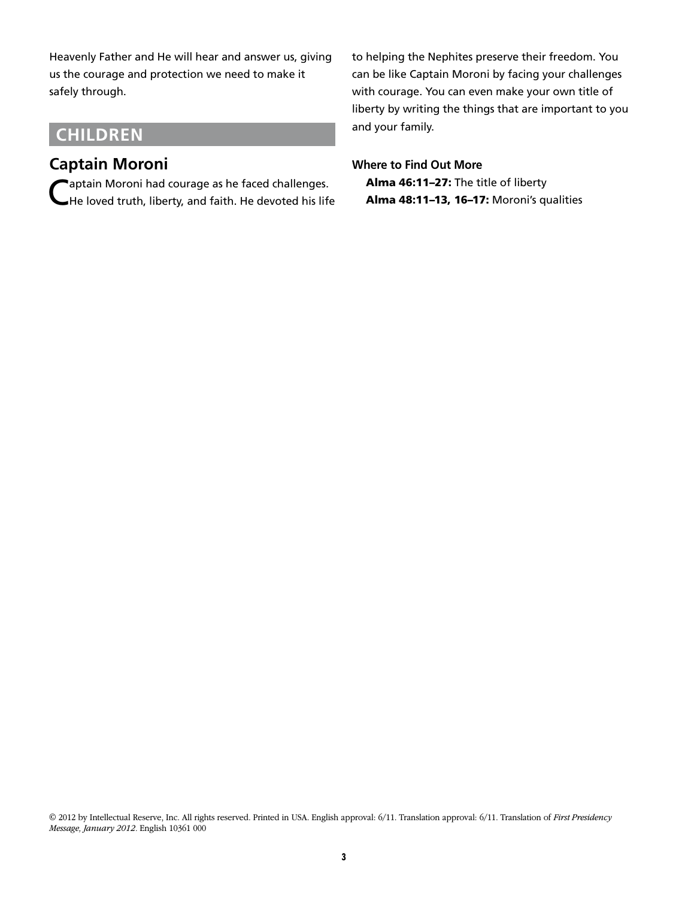Heavenly Father and He will hear and answer us, giving us the courage and protection we need to make it safely through.

## CHILDREN

### Captain Moroni

Captain Moroni had courage as he faced challenges. He loved truth, liberty, and faith. He devoted his life to helping the Nephites preserve their freedom. You can be like Captain Moroni by facing your challenges with courage. You can even make your own title of liberty by writing the things that are important to you and your family.

**Where to Find Out More**

**Alma 46:11–27:** The title of liberty
**Alma 48:11–13, 16–17:** Moroni's qualities

© 2012 by Intellectual Reserve, Inc. All rights reserved. Printed in USA. English approval: 6/11. Translation approval: 6/11. Translation of *First Presidency Message, January 2012*. English 10361 000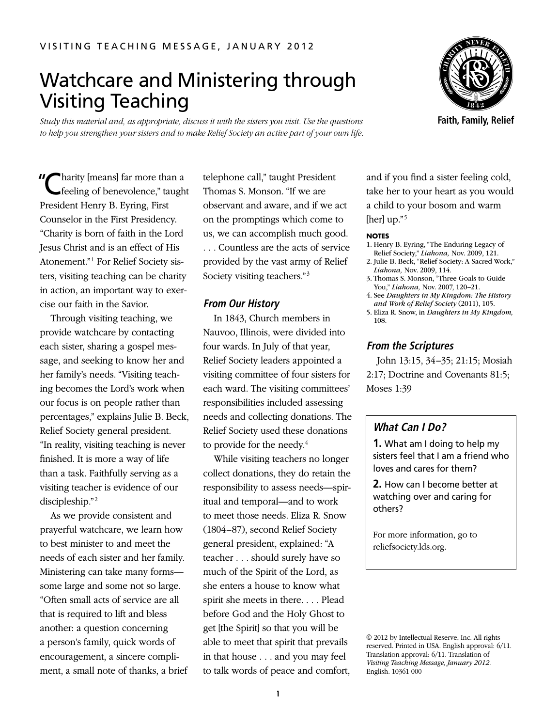VISITING TEACHING MESSAGE, JANUARY 2012

# Watchcare and Ministering through Visiting Teaching

*Study this material and, as appropriate, discuss it with the sisters you visit. Use the questions to help you strengthen your sisters and to make Relief Society an active part of your own life.*

Faith, Family, Relief

"Charity [means] far more than a feeling of benevolence," taught President Henry B. Eyring, First Counselor in the First Presidency. "Charity is born of faith in the Lord Jesus Christ and is an effect of His Atonement."[1] For Relief Society sisters, visiting teaching can be charity in action, an important way to exercise our faith in the Savior.

Through visiting teaching, we provide watchcare by contacting each sister, sharing a gospel message, and seeking to know her and her family's needs. "Visiting teaching becomes the Lord's work when our focus is on people rather than percentages," explains Julie B. Beck, Relief Society general president. "In reality, visiting teaching is never finished. It is more a way of life than a task. Faithfully serving as a visiting teacher is evidence of our discipleship."[2]

As we provide consistent and prayerful watchcare, we learn how to best minister to and meet the needs of each sister and her family. Ministering can take many forms—some large and some not so large. "Often small acts of service are all that is required to lift and bless another: a question concerning a person's family, quick words of encouragement, a sincere compliment, a small note of thanks, a brief telephone call," taught President Thomas S. Monson. "If we are observant and aware, and if we act on the promptings which come to us, we can accomplish much good. . . . Countless are the acts of service provided by the vast army of Relief Society visiting teachers."[3]

### *From Our History*

In 1843, Church members in Nauvoo, Illinois, were divided into four wards. In July of that year, Relief Society leaders appointed a visiting committee of four sisters for each ward. The visiting committees' responsibilities included assessing needs and collecting donations. The Relief Society used these donations to provide for the needy.[4]

While visiting teachers no longer collect donations, they do retain the responsibility to assess needs—spiritual and temporal—and to work to meet those needs. Eliza R. Snow (1804–87), second Relief Society general president, explained: "A teacher . . . should surely have so much of the Spirit of the Lord, as she enters a house to know what spirit she meets in there. . . . Plead before God and the Holy Ghost to get [the Spirit] so that you will be able to meet that spirit that prevails in that house . . . and you may feel to talk words of peace and comfort, and if you find a sister feeling cold, take her to your heart as you would a child to your bosom and warm [her] up."[5]

**NOTES**

1. Henry B. Eyring, "The Enduring Legacy of Relief Society," *Liahona,* Nov. 2009, 121.
2. Julie B. Beck, "Relief Society: A Sacred Work," *Liahona,* Nov. 2009, 114.
3. Thomas S. Monson, "Three Goals to Guide You," *Liahona,* Nov. 2007, 120–21.
4. See *Daughters in My Kingdom: The History and Work of Relief Society* (2011), 105.
5. Eliza R. Snow, in *Daughters in My Kingdom,* 108.

### *From the Scriptures*

John 13:15, 34–35; 21:15; Mosiah 2:17; Doctrine and Covenants 81:5; Moses 1:39

### *What Can I Do?*

**1.** What am I doing to help my sisters feel that I am a friend who loves and cares for them?

**2.** How can I become better at watching over and caring for others?

For more information, go to reliefsociety.lds.org.

© 2012 by Intellectual Reserve, Inc. All rights reserved. Printed in USA. English approval: 6/11. Translation approval: 6/11. Translation of *Visiting Teaching Message, January 2012.* English. 10361 000